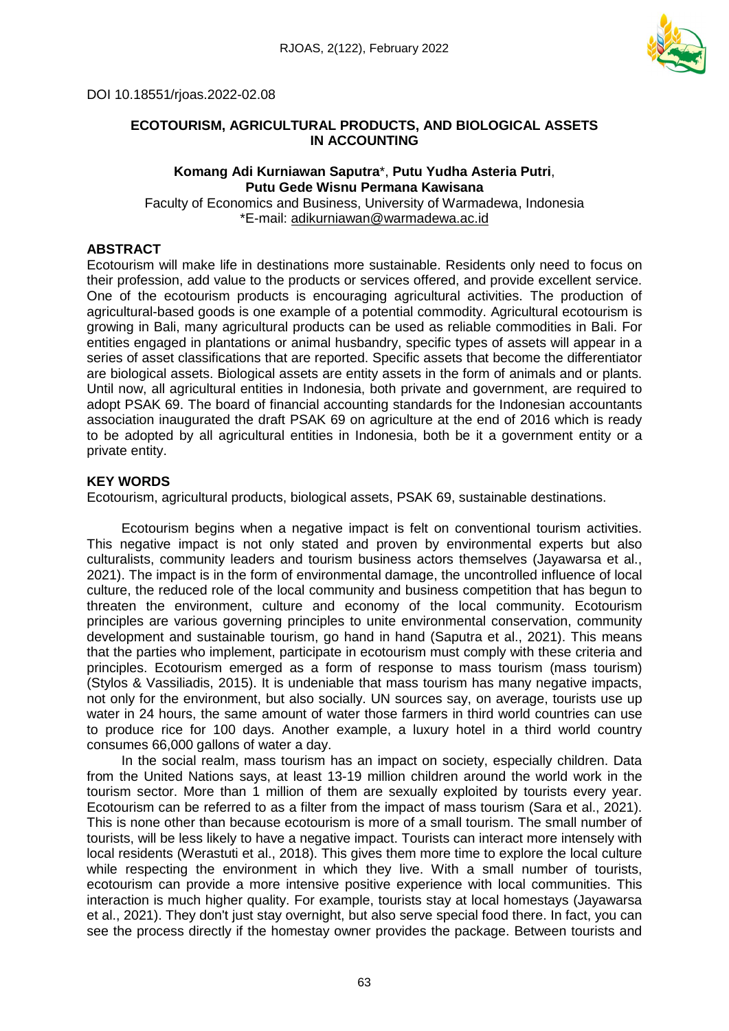DOI 10.18551/rjoas.2022-02.08

# ECOTOURISM, AGRICULTURAL PRODUCTS, AND BIOLOGICAL ASSETS IN ACCOUNTING

**Komang Adi Kurniawan Saputra***, **Putu Yudha Asteria Putri**, **Putu Gede Wisnu Permana Kawisana**
Faculty of Economics and Business, University of Warmadewa, Indonesia
*E-mail: adikurniawan@warmadewa.ac.id

## ABSTRACT

Ecotourism will make life in destinations more sustainable. Residents only need to focus on their profession, add value to the products or services offered, and provide excellent service. One of the ecotourism products is encouraging agricultural activities. The production of agricultural-based goods is one example of a potential commodity. Agricultural ecotourism is growing in Bali, many agricultural products can be used as reliable commodities in Bali. For entities engaged in plantations or animal husbandry, specific types of assets will appear in a series of asset classifications that are reported. Specific assets that become the differentiator are biological assets. Biological assets are entity assets in the form of animals and or plants. Until now, all agricultural entities in Indonesia, both private and government, are required to adopt PSAK 69. The board of financial accounting standards for the Indonesian accountants association inaugurated the draft PSAK 69 on agriculture at the end of 2016 which is ready to be adopted by all agricultural entities in Indonesia, both be it a government entity or a private entity.

## KEY WORDS

Ecotourism, agricultural products, biological assets, PSAK 69, sustainable destinations.

Ecotourism begins when a negative impact is felt on conventional tourism activities. This negative impact is not only stated and proven by environmental experts but also culturalists, community leaders and tourism business actors themselves (Jayawarsa et al., 2021). The impact is in the form of environmental damage, the uncontrolled influence of local culture, the reduced role of the local community and business competition that has begun to threaten the environment, culture and economy of the local community. Ecotourism principles are various governing principles to unite environmental conservation, community development and sustainable tourism, go hand in hand (Saputra et al., 2021). This means that the parties who implement, participate in ecotourism must comply with these criteria and principles. Ecotourism emerged as a form of response to mass tourism (mass tourism) (Stylos & Vassiliadis, 2015). It is undeniable that mass tourism has many negative impacts, not only for the environment, but also socially. UN sources say, on average, tourists use up water in 24 hours, the same amount of water those farmers in third world countries can use to produce rice for 100 days. Another example, a luxury hotel in a third world country consumes 66,000 gallons of water a day.

In the social realm, mass tourism has an impact on society, especially children. Data from the United Nations says, at least 13-19 million children around the world work in the tourism sector. More than 1 million of them are sexually exploited by tourists every year. Ecotourism can be referred to as a filter from the impact of mass tourism (Sara et al., 2021). This is none other than because ecotourism is more of a small tourism. The small number of tourists, will be less likely to have a negative impact. Tourists can interact more intensely with local residents (Werastuti et al., 2018). This gives them more time to explore the local culture while respecting the environment in which they live. With a small number of tourists, ecotourism can provide a more intensive positive experience with local communities. This interaction is much higher quality. For example, tourists stay at local homestays (Jayawarsa et al., 2021). They don't just stay overnight, but also serve special food there. In fact, you can see the process directly if the homestay owner provides the package. Between tourists and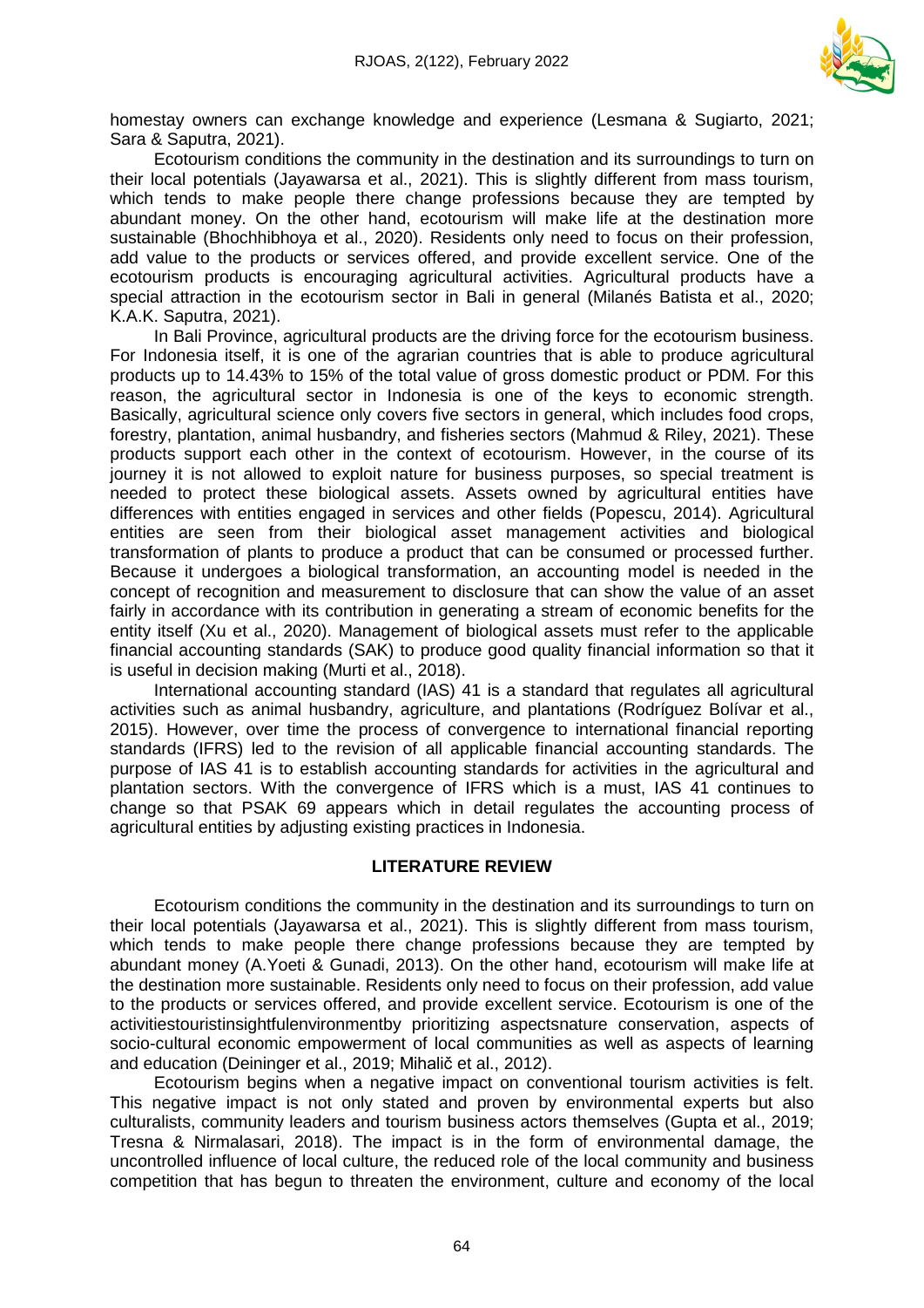homestay owners can exchange knowledge and experience (Lesmana & Sugiarto, 2021; Sara & Saputra, 2021).

Ecotourism conditions the community in the destination and its surroundings to turn on their local potentials (Jayawarsa et al., 2021). This is slightly different from mass tourism, which tends to make people there change professions because they are tempted by abundant money. On the other hand, ecotourism will make life at the destination more sustainable (Bhochhibhoya et al., 2020). Residents only need to focus on their profession, add value to the products or services offered, and provide excellent service. One of the ecotourism products is encouraging agricultural activities. Agricultural products have a special attraction in the ecotourism sector in Bali in general (Milanés Batista et al., 2020; K.A.K. Saputra, 2021).

In Bali Province, agricultural products are the driving force for the ecotourism business. For Indonesia itself, it is one of the agrarian countries that is able to produce agricultural products up to 14.43% to 15% of the total value of gross domestic product or PDM. For this reason, the agricultural sector in Indonesia is one of the keys to economic strength. Basically, agricultural science only covers five sectors in general, which includes food crops, forestry, plantation, animal husbandry, and fisheries sectors (Mahmud & Riley, 2021). These products support each other in the context of ecotourism. However, in the course of its journey it is not allowed to exploit nature for business purposes, so special treatment is needed to protect these biological assets. Assets owned by agricultural entities have differences with entities engaged in services and other fields (Popescu, 2014). Agricultural entities are seen from their biological asset management activities and biological transformation of plants to produce a product that can be consumed or processed further. Because it undergoes a biological transformation, an accounting model is needed in the concept of recognition and measurement to disclosure that can show the value of an asset fairly in accordance with its contribution in generating a stream of economic benefits for the entity itself (Xu et al., 2020). Management of biological assets must refer to the applicable financial accounting standards (SAK) to produce good quality financial information so that it is useful in decision making (Murti et al., 2018).

International accounting standard (IAS) 41 is a standard that regulates all agricultural activities such as animal husbandry, agriculture, and plantations (Rodríguez Bolívar et al., 2015). However, over time the process of convergence to international financial reporting standards (IFRS) led to the revision of all applicable financial accounting standards. The purpose of IAS 41 is to establish accounting standards for activities in the agricultural and plantation sectors. With the convergence of IFRS which is a must, IAS 41 continues to change so that PSAK 69 appears which in detail regulates the accounting process of agricultural entities by adjusting existing practices in Indonesia.

## LITERATURE REVIEW

Ecotourism conditions the community in the destination and its surroundings to turn on their local potentials (Jayawarsa et al., 2021). This is slightly different from mass tourism, which tends to make people there change professions because they are tempted by abundant money (A.Yoeti & Gunadi, 2013). On the other hand, ecotourism will make life at the destination more sustainable. Residents only need to focus on their profession, add value to the products or services offered, and provide excellent service. Ecotourism is one of the activitiestouristinsightfulenvironmentby prioritizing aspectsnature conservation, aspects of socio-cultural economic empowerment of local communities as well as aspects of learning and education (Deininger et al., 2019; Mihalič et al., 2012).

Ecotourism begins when a negative impact on conventional tourism activities is felt. This negative impact is not only stated and proven by environmental experts but also culturalists, community leaders and tourism business actors themselves (Gupta et al., 2019; Tresna & Nirmalasari, 2018). The impact is in the form of environmental damage, the uncontrolled influence of local culture, the reduced role of the local community and business competition that has begun to threaten the environment, culture and economy of the local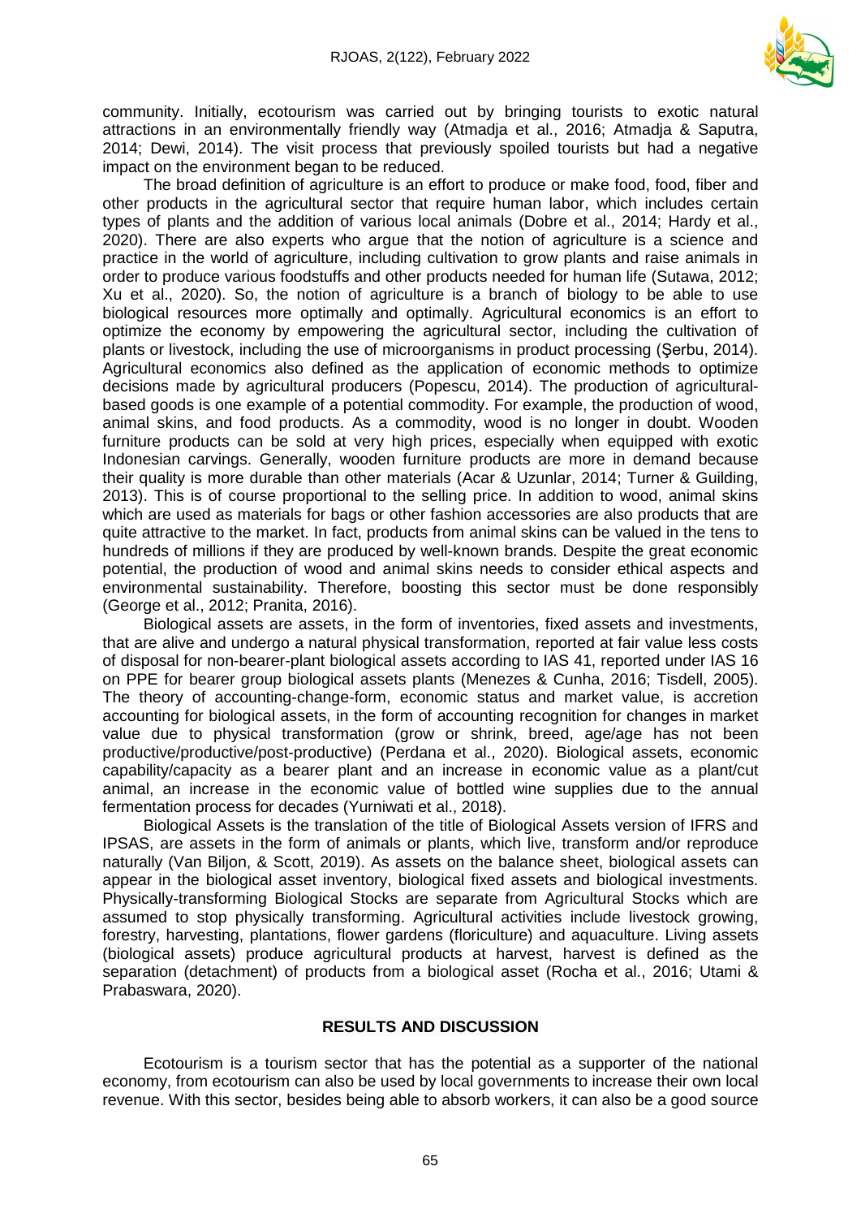community. Initially, ecotourism was carried out by bringing tourists to exotic natural attractions in an environmentally friendly way (Atmadja et al., 2016; Atmadja & Saputra, 2014; Dewi, 2014). The visit process that previously spoiled tourists but had a negative impact on the environment began to be reduced.

The broad definition of agriculture is an effort to produce or make food, food, fiber and other products in the agricultural sector that require human labor, which includes certain types of plants and the addition of various local animals (Dobre et al., 2014; Hardy et al., 2020). There are also experts who argue that the notion of agriculture is a science and practice in the world of agriculture, including cultivation to grow plants and raise animals in order to produce various foodstuffs and other products needed for human life (Sutawa, 2012; Xu et al., 2020). So, the notion of agriculture is a branch of biology to be able to use biological resources more optimally and optimally. Agricultural economics is an effort to optimize the economy by empowering the agricultural sector, including the cultivation of plants or livestock, including the use of microorganisms in product processing (Şerbu, 2014). Agricultural economics also defined as the application of economic methods to optimize decisions made by agricultural producers (Popescu, 2014). The production of agricultural-based goods is one example of a potential commodity. For example, the production of wood, animal skins, and food products. As a commodity, wood is no longer in doubt. Wooden furniture products can be sold at very high prices, especially when equipped with exotic Indonesian carvings. Generally, wooden furniture products are more in demand because their quality is more durable than other materials (Acar & Uzunlar, 2014; Turner & Guilding, 2013). This is of course proportional to the selling price. In addition to wood, animal skins which are used as materials for bags or other fashion accessories are also products that are quite attractive to the market. In fact, products from animal skins can be valued in the tens to hundreds of millions if they are produced by well-known brands. Despite the great economic potential, the production of wood and animal skins needs to consider ethical aspects and environmental sustainability. Therefore, boosting this sector must be done responsibly (George et al., 2012; Pranita, 2016).

Biological assets are assets, in the form of inventories, fixed assets and investments, that are alive and undergo a natural physical transformation, reported at fair value less costs of disposal for non-bearer-plant biological assets according to IAS 41, reported under IAS 16 on PPE for bearer group biological assets plants (Menezes & Cunha, 2016; Tisdell, 2005). The theory of accounting-change-form, economic status and market value, is accretion accounting for biological assets, in the form of accounting recognition for changes in market value due to physical transformation (grow or shrink, breed, age/age has not been productive/productive/post-productive) (Perdana et al., 2020). Biological assets, economic capability/capacity as a bearer plant and an increase in economic value as a plant/cut animal, an increase in the economic value of bottled wine supplies due to the annual fermentation process for decades (Yurniwati et al., 2018).

Biological Assets is the translation of the title of Biological Assets version of IFRS and IPSAS, are assets in the form of animals or plants, which live, transform and/or reproduce naturally (Van Biljon, & Scott, 2019). As assets on the balance sheet, biological assets can appear in the biological asset inventory, biological fixed assets and biological investments. Physically-transforming Biological Stocks are separate from Agricultural Stocks which are assumed to stop physically transforming. Agricultural activities include livestock growing, forestry, harvesting, plantations, flower gardens (floriculture) and aquaculture. Living assets (biological assets) produce agricultural products at harvest, harvest is defined as the separation (detachment) of products from a biological asset (Rocha et al., 2016; Utami & Prabaswara, 2020).

## RESULTS AND DISCUSSION

Ecotourism is a tourism sector that has the potential as a supporter of the national economy, from ecotourism can also be used by local governments to increase their own local revenue. With this sector, besides being able to absorb workers, it can also be a good source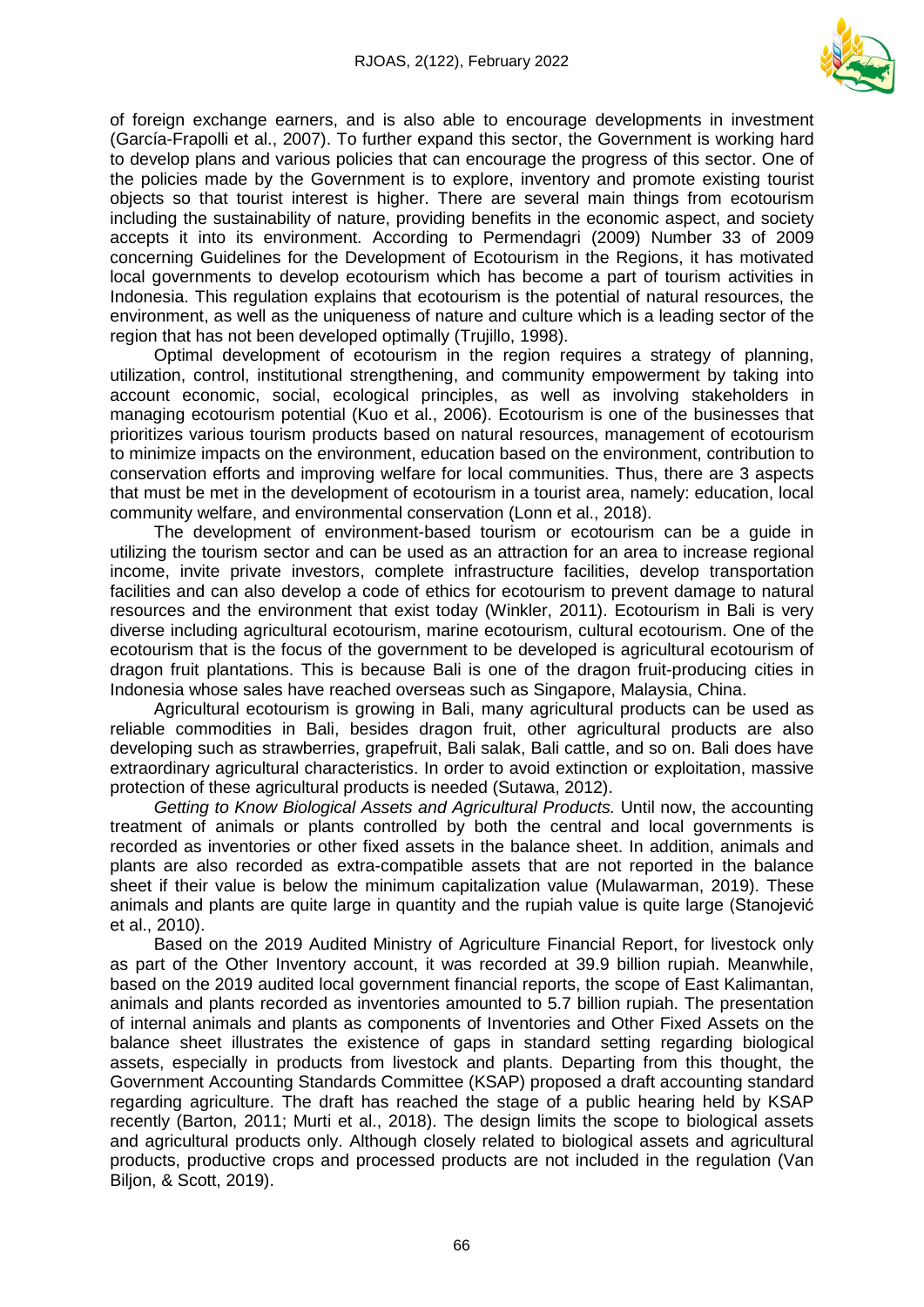of foreign exchange earners, and is also able to encourage developments in investment (García-Frapolli et al., 2007). To further expand this sector, the Government is working hard to develop plans and various policies that can encourage the progress of this sector. One of the policies made by the Government is to explore, inventory and promote existing tourist objects so that tourist interest is higher. There are several main things from ecotourism including the sustainability of nature, providing benefits in the economic aspect, and society accepts it into its environment. According to Permendagri (2009) Number 33 of 2009 concerning Guidelines for the Development of Ecotourism in the Regions, it has motivated local governments to develop ecotourism which has become a part of tourism activities in Indonesia. This regulation explains that ecotourism is the potential of natural resources, the environment, as well as the uniqueness of nature and culture which is a leading sector of the region that has not been developed optimally (Trujillo, 1998).

Optimal development of ecotourism in the region requires a strategy of planning, utilization, control, institutional strengthening, and community empowerment by taking into account economic, social, ecological principles, as well as involving stakeholders in managing ecotourism potential (Kuo et al., 2006). Ecotourism is one of the businesses that prioritizes various tourism products based on natural resources, management of ecotourism to minimize impacts on the environment, education based on the environment, contribution to conservation efforts and improving welfare for local communities. Thus, there are 3 aspects that must be met in the development of ecotourism in a tourist area, namely: education, local community welfare, and environmental conservation (Lonn et al., 2018).

The development of environment-based tourism or ecotourism can be a guide in utilizing the tourism sector and can be used as an attraction for an area to increase regional income, invite private investors, complete infrastructure facilities, develop transportation facilities and can also develop a code of ethics for ecotourism to prevent damage to natural resources and the environment that exist today (Winkler, 2011). Ecotourism in Bali is very diverse including agricultural ecotourism, marine ecotourism, cultural ecotourism. One of the ecotourism that is the focus of the government to be developed is agricultural ecotourism of dragon fruit plantations. This is because Bali is one of the dragon fruit-producing cities in Indonesia whose sales have reached overseas such as Singapore, Malaysia, China.

Agricultural ecotourism is growing in Bali, many agricultural products can be used as reliable commodities in Bali, besides dragon fruit, other agricultural products are also developing such as strawberries, grapefruit, Bali salak, Bali cattle, and so on. Bali does have extraordinary agricultural characteristics. In order to avoid extinction or exploitation, massive protection of these agricultural products is needed (Sutawa, 2012).

*Getting to Know Biological Assets and Agricultural Products.* Until now, the accounting treatment of animals or plants controlled by both the central and local governments is recorded as inventories or other fixed assets in the balance sheet. In addition, animals and plants are also recorded as extra-compatible assets that are not reported in the balance sheet if their value is below the minimum capitalization value (Mulawarman, 2019). These animals and plants are quite large in quantity and the rupiah value is quite large (Stanojević et al., 2010).

Based on the 2019 Audited Ministry of Agriculture Financial Report, for livestock only as part of the Other Inventory account, it was recorded at 39.9 billion rupiah. Meanwhile, based on the 2019 audited local government financial reports, the scope of East Kalimantan, animals and plants recorded as inventories amounted to 5.7 billion rupiah. The presentation of internal animals and plants as components of Inventories and Other Fixed Assets on the balance sheet illustrates the existence of gaps in standard setting regarding biological assets, especially in products from livestock and plants. Departing from this thought, the Government Accounting Standards Committee (KSAP) proposed a draft accounting standard regarding agriculture. The draft has reached the stage of a public hearing held by KSAP recently (Barton, 2011; Murti et al., 2018). The design limits the scope to biological assets and agricultural products only. Although closely related to biological assets and agricultural products, productive crops and processed products are not included in the regulation (Van Biljon, & Scott, 2019).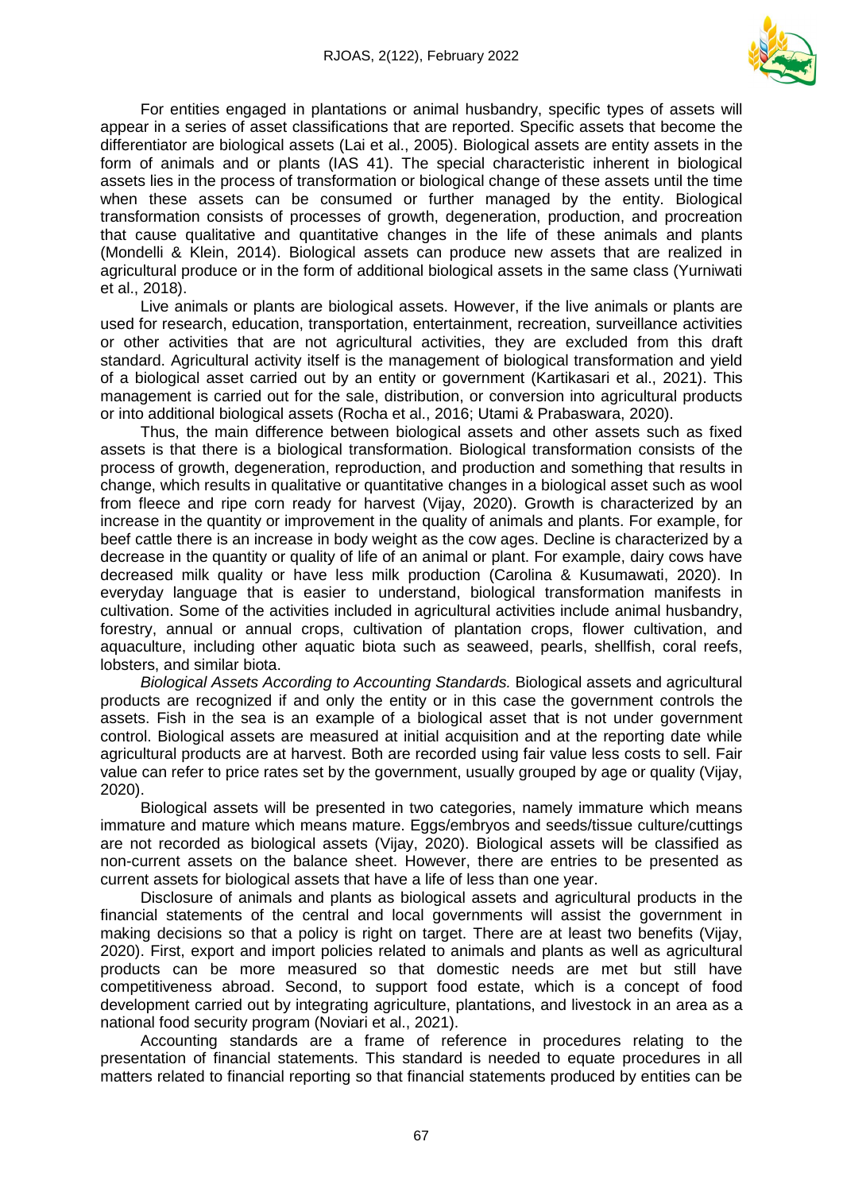For entities engaged in plantations or animal husbandry, specific types of assets will appear in a series of asset classifications that are reported. Specific assets that become the differentiator are biological assets (Lai et al., 2005). Biological assets are entity assets in the form of animals and or plants (IAS 41). The special characteristic inherent in biological assets lies in the process of transformation or biological change of these assets until the time when these assets can be consumed or further managed by the entity. Biological transformation consists of processes of growth, degeneration, production, and procreation that cause qualitative and quantitative changes in the life of these animals and plants (Mondelli & Klein, 2014). Biological assets can produce new assets that are realized in agricultural produce or in the form of additional biological assets in the same class (Yurniwati et al., 2018).

Live animals or plants are biological assets. However, if the live animals or plants are used for research, education, transportation, entertainment, recreation, surveillance activities or other activities that are not agricultural activities, they are excluded from this draft standard. Agricultural activity itself is the management of biological transformation and yield of a biological asset carried out by an entity or government (Kartikasari et al., 2021). This management is carried out for the sale, distribution, or conversion into agricultural products or into additional biological assets (Rocha et al., 2016; Utami & Prabaswara, 2020).

Thus, the main difference between biological assets and other assets such as fixed assets is that there is a biological transformation. Biological transformation consists of the process of growth, degeneration, reproduction, and production and something that results in change, which results in qualitative or quantitative changes in a biological asset such as wool from fleece and ripe corn ready for harvest (Vijay, 2020). Growth is characterized by an increase in the quantity or improvement in the quality of animals and plants. For example, for beef cattle there is an increase in body weight as the cow ages. Decline is characterized by a decrease in the quantity or quality of life of an animal or plant. For example, dairy cows have decreased milk quality or have less milk production (Carolina & Kusumawati, 2020). In everyday language that is easier to understand, biological transformation manifests in cultivation. Some of the activities included in agricultural activities include animal husbandry, forestry, annual or annual crops, cultivation of plantation crops, flower cultivation, and aquaculture, including other aquatic biota such as seaweed, pearls, shellfish, coral reefs, lobsters, and similar biota.

*Biological Assets According to Accounting Standards.* Biological assets and agricultural products are recognized if and only the entity or in this case the government controls the assets. Fish in the sea is an example of a biological asset that is not under government control. Biological assets are measured at initial acquisition and at the reporting date while agricultural products are at harvest. Both are recorded using fair value less costs to sell. Fair value can refer to price rates set by the government, usually grouped by age or quality (Vijay, 2020).

Biological assets will be presented in two categories, namely immature which means immature and mature which means mature. Eggs/embryos and seeds/tissue culture/cuttings are not recorded as biological assets (Vijay, 2020). Biological assets will be classified as non-current assets on the balance sheet. However, there are entries to be presented as current assets for biological assets that have a life of less than one year.

Disclosure of animals and plants as biological assets and agricultural products in the financial statements of the central and local governments will assist the government in making decisions so that a policy is right on target. There are at least two benefits (Vijay, 2020). First, export and import policies related to animals and plants as well as agricultural products can be more measured so that domestic needs are met but still have competitiveness abroad. Second, to support food estate, which is a concept of food development carried out by integrating agriculture, plantations, and livestock in an area as a national food security program (Noviari et al., 2021).

Accounting standards are a frame of reference in procedures relating to the presentation of financial statements. This standard is needed to equate procedures in all matters related to financial reporting so that financial statements produced by entities can be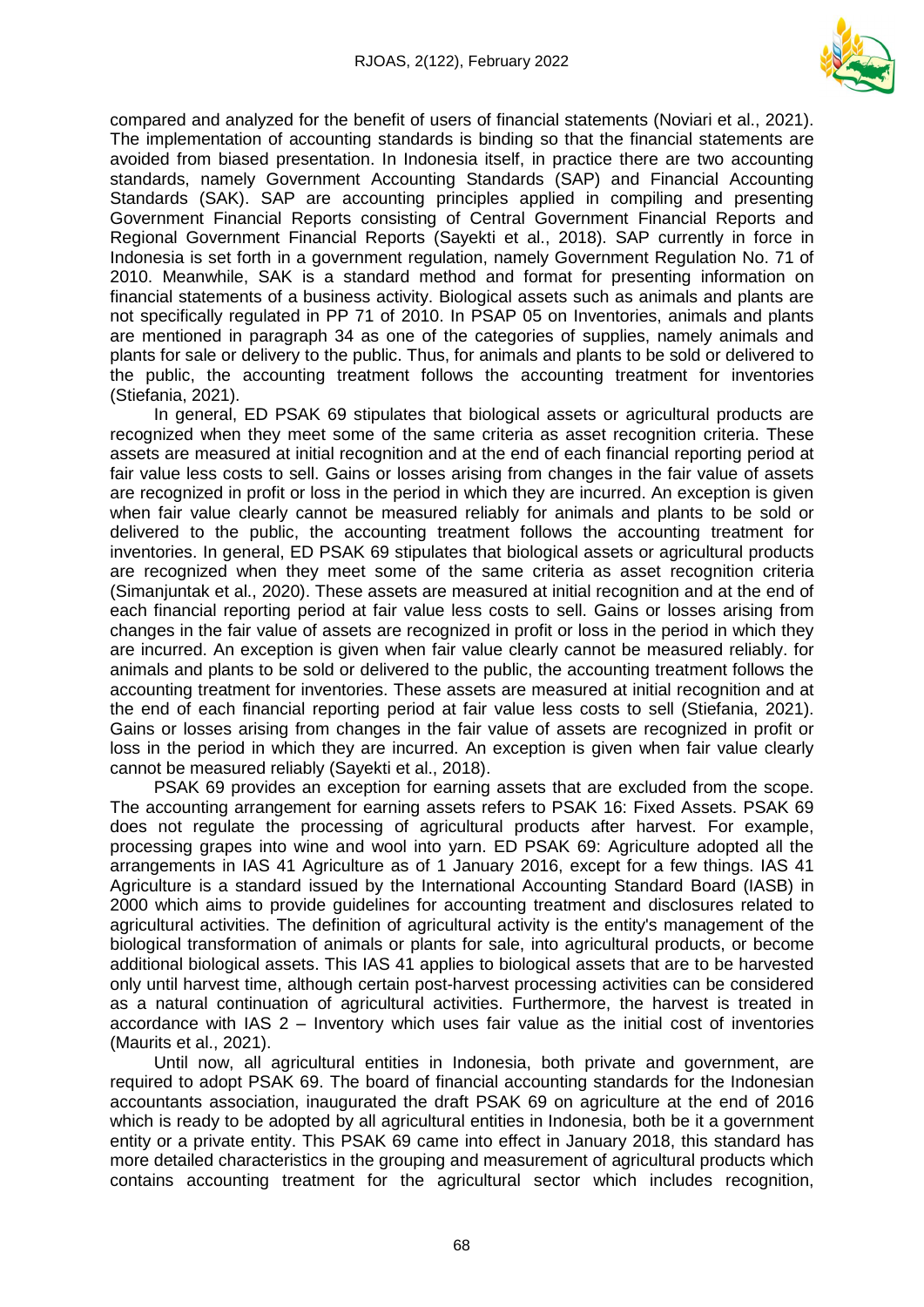compared and analyzed for the benefit of users of financial statements (Noviari et al., 2021). The implementation of accounting standards is binding so that the financial statements are avoided from biased presentation. In Indonesia itself, in practice there are two accounting standards, namely Government Accounting Standards (SAP) and Financial Accounting Standards (SAK). SAP are accounting principles applied in compiling and presenting Government Financial Reports consisting of Central Government Financial Reports and Regional Government Financial Reports (Sayekti et al., 2018). SAP currently in force in Indonesia is set forth in a government regulation, namely Government Regulation No. 71 of 2010. Meanwhile, SAK is a standard method and format for presenting information on financial statements of a business activity. Biological assets such as animals and plants are not specifically regulated in PP 71 of 2010. In PSAP 05 on Inventories, animals and plants are mentioned in paragraph 34 as one of the categories of supplies, namely animals and plants for sale or delivery to the public. Thus, for animals and plants to be sold or delivered to the public, the accounting treatment follows the accounting treatment for inventories (Stiefania, 2021).

In general, ED PSAK 69 stipulates that biological assets or agricultural products are recognized when they meet some of the same criteria as asset recognition criteria. These assets are measured at initial recognition and at the end of each financial reporting period at fair value less costs to sell. Gains or losses arising from changes in the fair value of assets are recognized in profit or loss in the period in which they are incurred. An exception is given when fair value clearly cannot be measured reliably for animals and plants to be sold or delivered to the public, the accounting treatment follows the accounting treatment for inventories. In general, ED PSAK 69 stipulates that biological assets or agricultural products are recognized when they meet some of the same criteria as asset recognition criteria (Simanjuntak et al., 2020). These assets are measured at initial recognition and at the end of each financial reporting period at fair value less costs to sell. Gains or losses arising from changes in the fair value of assets are recognized in profit or loss in the period in which they are incurred. An exception is given when fair value clearly cannot be measured reliably. for animals and plants to be sold or delivered to the public, the accounting treatment follows the accounting treatment for inventories. These assets are measured at initial recognition and at the end of each financial reporting period at fair value less costs to sell (Stiefania, 2021). Gains or losses arising from changes in the fair value of assets are recognized in profit or loss in the period in which they are incurred. An exception is given when fair value clearly cannot be measured reliably (Sayekti et al., 2018).

PSAK 69 provides an exception for earning assets that are excluded from the scope. The accounting arrangement for earning assets refers to PSAK 16: Fixed Assets. PSAK 69 does not regulate the processing of agricultural products after harvest. For example, processing grapes into wine and wool into yarn. ED PSAK 69: Agriculture adopted all the arrangements in IAS 41 Agriculture as of 1 January 2016, except for a few things. IAS 41 Agriculture is a standard issued by the International Accounting Standard Board (IASB) in 2000 which aims to provide guidelines for accounting treatment and disclosures related to agricultural activities. The definition of agricultural activity is the entity's management of the biological transformation of animals or plants for sale, into agricultural products, or become additional biological assets. This IAS 41 applies to biological assets that are to be harvested only until harvest time, although certain post-harvest processing activities can be considered as a natural continuation of agricultural activities. Furthermore, the harvest is treated in accordance with IAS 2 – Inventory which uses fair value as the initial cost of inventories (Maurits et al., 2021).

Until now, all agricultural entities in Indonesia, both private and government, are required to adopt PSAK 69. The board of financial accounting standards for the Indonesian accountants association, inaugurated the draft PSAK 69 on agriculture at the end of 2016 which is ready to be adopted by all agricultural entities in Indonesia, both be it a government entity or a private entity. This PSAK 69 came into effect in January 2018, this standard has more detailed characteristics in the grouping and measurement of agricultural products which contains accounting treatment for the agricultural sector which includes recognition,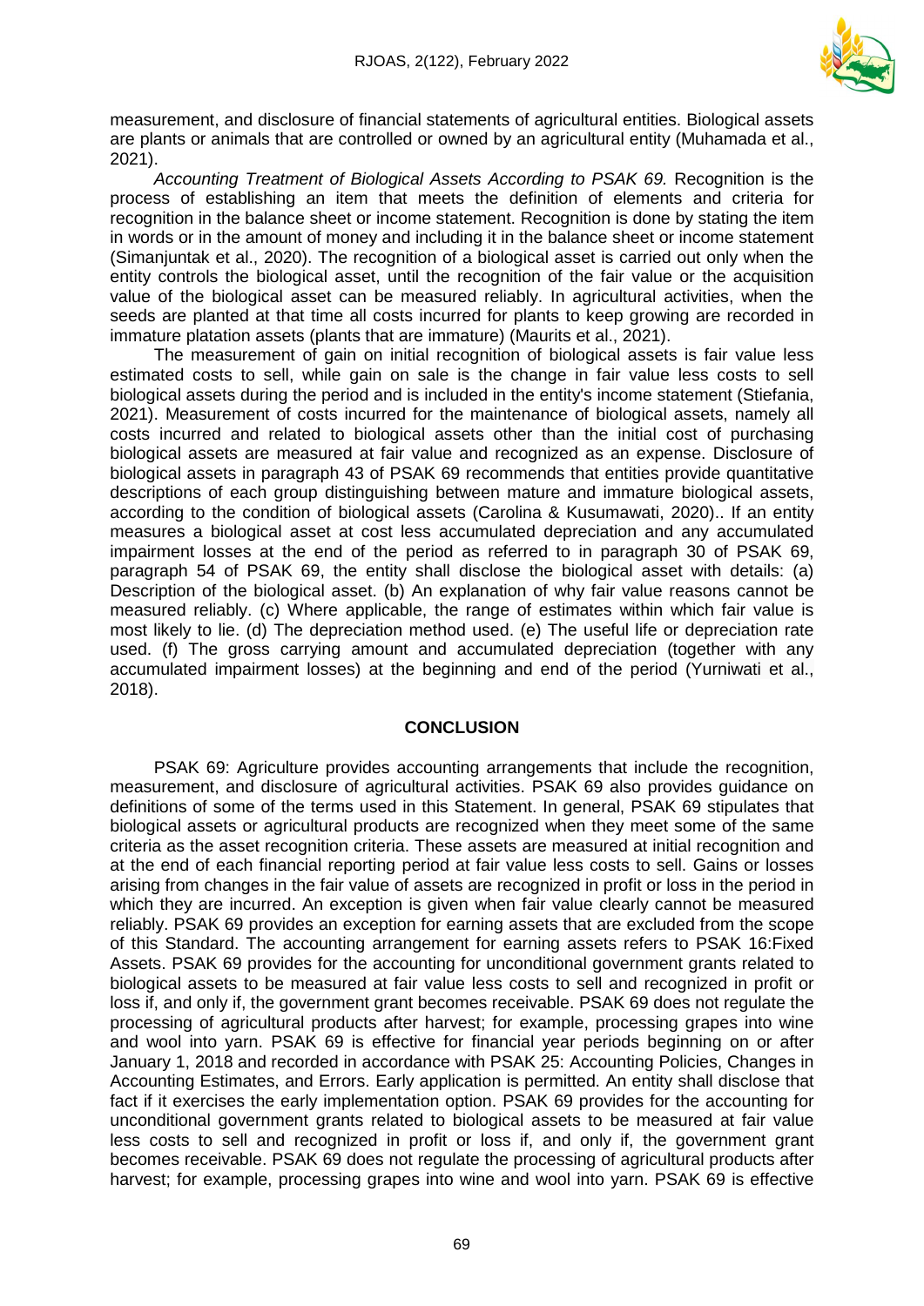measurement, and disclosure of financial statements of agricultural entities. Biological assets are plants or animals that are controlled or owned by an agricultural entity (Muhamada et al., 2021).

*Accounting Treatment of Biological Assets According to PSAK 69.* Recognition is the process of establishing an item that meets the definition of elements and criteria for recognition in the balance sheet or income statement. Recognition is done by stating the item in words or in the amount of money and including it in the balance sheet or income statement (Simanjuntak et al., 2020). The recognition of a biological asset is carried out only when the entity controls the biological asset, until the recognition of the fair value or the acquisition value of the biological asset can be measured reliably. In agricultural activities, when the seeds are planted at that time all costs incurred for plants to keep growing are recorded in immature platation assets (plants that are immature) (Maurits et al., 2021).

The measurement of gain on initial recognition of biological assets is fair value less estimated costs to sell, while gain on sale is the change in fair value less costs to sell biological assets during the period and is included in the entity's income statement (Stiefania, 2021). Measurement of costs incurred for the maintenance of biological assets, namely all costs incurred and related to biological assets other than the initial cost of purchasing biological assets are measured at fair value and recognized as an expense. Disclosure of biological assets in paragraph 43 of PSAK 69 recommends that entities provide quantitative descriptions of each group distinguishing between mature and immature biological assets, according to the condition of biological assets (Carolina & Kusumawati, 2020).. If an entity measures a biological asset at cost less accumulated depreciation and any accumulated impairment losses at the end of the period as referred to in paragraph 30 of PSAK 69, paragraph 54 of PSAK 69, the entity shall disclose the biological asset with details: (a) Description of the biological asset. (b) An explanation of why fair value reasons cannot be measured reliably. (c) Where applicable, the range of estimates within which fair value is most likely to lie. (d) The depreciation method used. (e) The useful life or depreciation rate used. (f) The gross carrying amount and accumulated depreciation (together with any accumulated impairment losses) at the beginning and end of the period (Yurniwati et al., 2018).

## CONCLUSION

PSAK 69: Agriculture provides accounting arrangements that include the recognition, measurement, and disclosure of agricultural activities. PSAK 69 also provides guidance on definitions of some of the terms used in this Statement. In general, PSAK 69 stipulates that biological assets or agricultural products are recognized when they meet some of the same criteria as the asset recognition criteria. These assets are measured at initial recognition and at the end of each financial reporting period at fair value less costs to sell. Gains or losses arising from changes in the fair value of assets are recognized in profit or loss in the period in which they are incurred. An exception is given when fair value clearly cannot be measured reliably. PSAK 69 provides an exception for earning assets that are excluded from the scope of this Standard. The accounting arrangement for earning assets refers to PSAK 16:Fixed Assets. PSAK 69 provides for the accounting for unconditional government grants related to biological assets to be measured at fair value less costs to sell and recognized in profit or loss if, and only if, the government grant becomes receivable. PSAK 69 does not regulate the processing of agricultural products after harvest; for example, processing grapes into wine and wool into yarn. PSAK 69 is effective for financial year periods beginning on or after January 1, 2018 and recorded in accordance with PSAK 25: Accounting Policies, Changes in Accounting Estimates, and Errors. Early application is permitted. An entity shall disclose that fact if it exercises the early implementation option. PSAK 69 provides for the accounting for unconditional government grants related to biological assets to be measured at fair value less costs to sell and recognized in profit or loss if, and only if, the government grant becomes receivable. PSAK 69 does not regulate the processing of agricultural products after harvest; for example, processing grapes into wine and wool into yarn. PSAK 69 is effective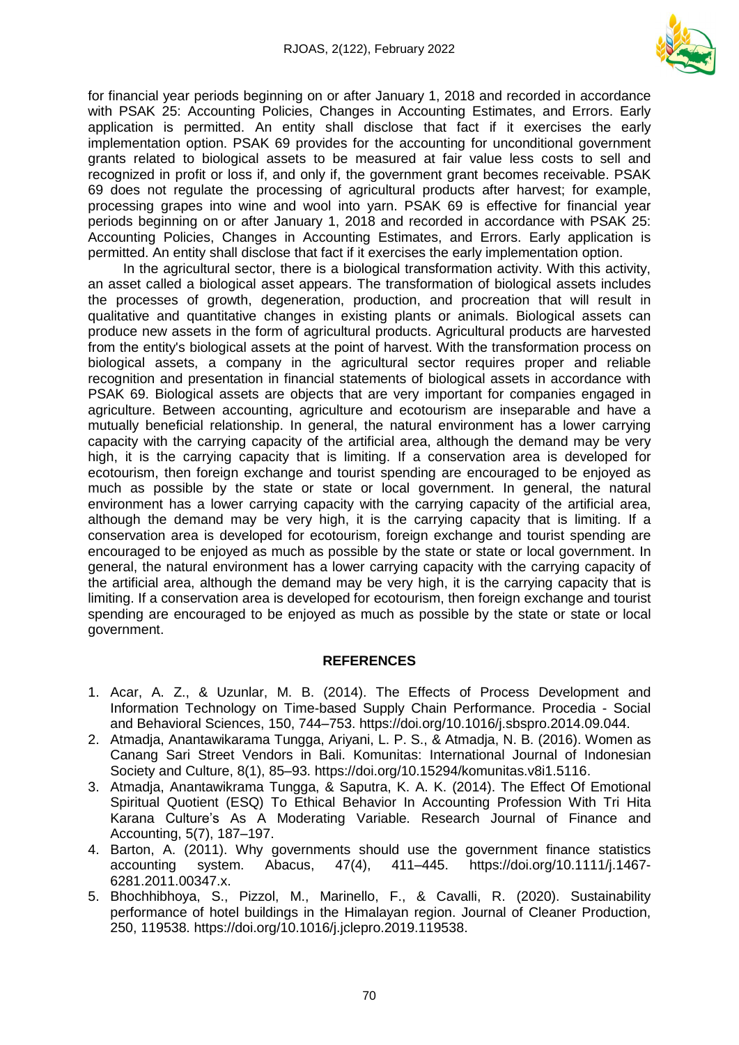for financial year periods beginning on or after January 1, 2018 and recorded in accordance with PSAK 25: Accounting Policies, Changes in Accounting Estimates, and Errors. Early application is permitted. An entity shall disclose that fact if it exercises the early implementation option. PSAK 69 provides for the accounting for unconditional government grants related to biological assets to be measured at fair value less costs to sell and recognized in profit or loss if, and only if, the government grant becomes receivable. PSAK 69 does not regulate the processing of agricultural products after harvest; for example, processing grapes into wine and wool into yarn. PSAK 69 is effective for financial year periods beginning on or after January 1, 2018 and recorded in accordance with PSAK 25: Accounting Policies, Changes in Accounting Estimates, and Errors. Early application is permitted. An entity shall disclose that fact if it exercises the early implementation option.

In the agricultural sector, there is a biological transformation activity. With this activity, an asset called a biological asset appears. The transformation of biological assets includes the processes of growth, degeneration, production, and procreation that will result in qualitative and quantitative changes in existing plants or animals. Biological assets can produce new assets in the form of agricultural products. Agricultural products are harvested from the entity's biological assets at the point of harvest. With the transformation process on biological assets, a company in the agricultural sector requires proper and reliable recognition and presentation in financial statements of biological assets in accordance with PSAK 69. Biological assets are objects that are very important for companies engaged in agriculture. Between accounting, agriculture and ecotourism are inseparable and have a mutually beneficial relationship. In general, the natural environment has a lower carrying capacity with the carrying capacity of the artificial area, although the demand may be very high, it is the carrying capacity that is limiting. If a conservation area is developed for ecotourism, then foreign exchange and tourist spending are encouraged to be enjoyed as much as possible by the state or state or local government. In general, the natural environment has a lower carrying capacity with the carrying capacity of the artificial area, although the demand may be very high, it is the carrying capacity that is limiting. If a conservation area is developed for ecotourism, foreign exchange and tourist spending are encouraged to be enjoyed as much as possible by the state or state or local government. In general, the natural environment has a lower carrying capacity with the carrying capacity of the artificial area, although the demand may be very high, it is the carrying capacity that is limiting. If a conservation area is developed for ecotourism, then foreign exchange and tourist spending are encouraged to be enjoyed as much as possible by the state or state or local government.

## REFERENCES

1. Acar, A. Z., & Uzunlar, M. B. (2014). The Effects of Process Development and Information Technology on Time-based Supply Chain Performance. Procedia - Social and Behavioral Sciences, 150, 744–753. https://doi.org/10.1016/j.sbspro.2014.09.044.
2. Atmadja, Anantawikarama Tungga, Ariyani, L. P. S., & Atmadja, N. B. (2016). Women as Canang Sari Street Vendors in Bali. Komunitas: International Journal of Indonesian Society and Culture, 8(1), 85–93. https://doi.org/10.15294/komunitas.v8i1.5116.
3. Atmadja, Anantawikrama Tungga, & Saputra, K. A. K. (2014). The Effect Of Emotional Spiritual Quotient (ESQ) To Ethical Behavior In Accounting Profession With Tri Hita Karana Culture's As A Moderating Variable. Research Journal of Finance and Accounting, 5(7), 187–197.
4. Barton, A. (2011). Why governments should use the government finance statistics accounting system. Abacus, 47(4), 411–445. https://doi.org/10.1111/j.1467-6281.2011.00347.x.
5. Bhochhibhoya, S., Pizzol, M., Marinello, F., & Cavalli, R. (2020). Sustainability performance of hotel buildings in the Himalayan region. Journal of Cleaner Production, 250, 119538. https://doi.org/10.1016/j.jclepro.2019.119538.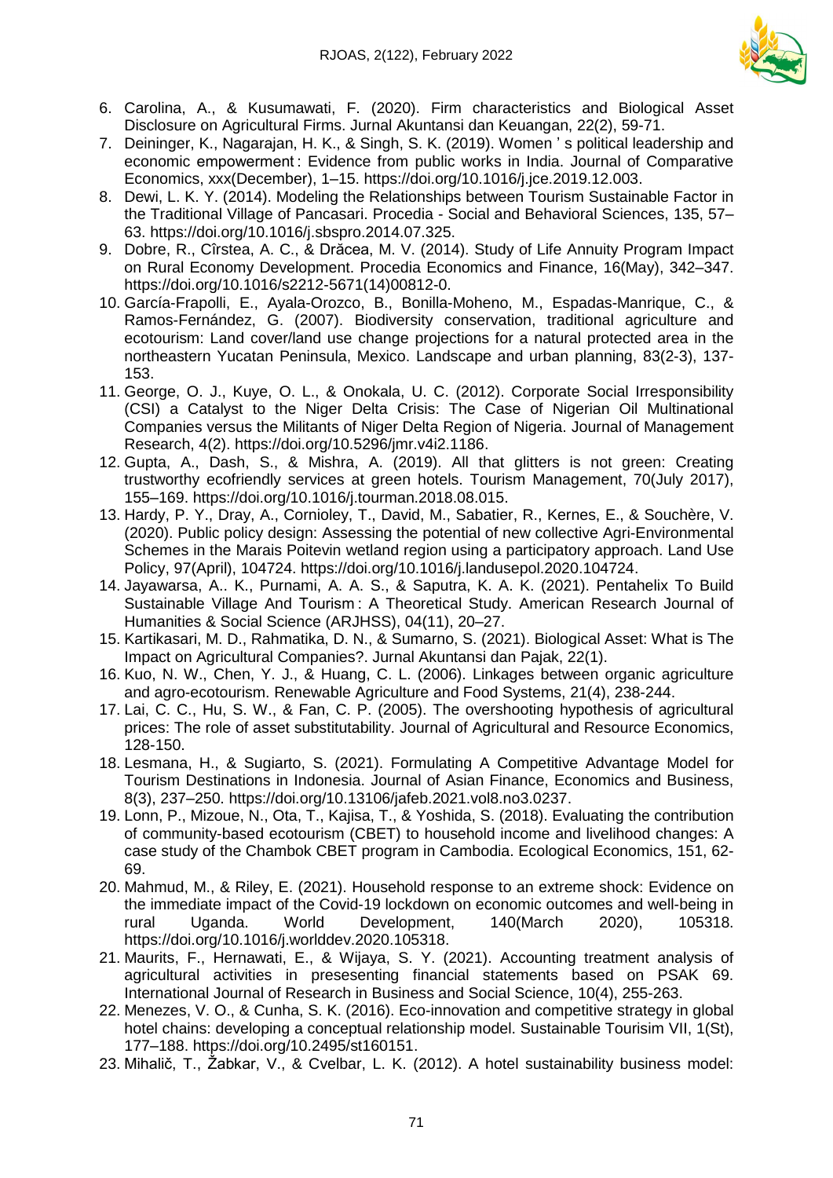6. Carolina, A., & Kusumawati, F. (2020). Firm characteristics and Biological Asset Disclosure on Agricultural Firms. Jurnal Akuntansi dan Keuangan, 22(2), 59-71.
7. Deininger, K., Nagarajan, H. K., & Singh, S. K. (2019). Women ' s political leadership and economic empowerment : Evidence from public works in India. Journal of Comparative Economics, xxx(December), 1–15. https://doi.org/10.1016/j.jce.2019.12.003.
8. Dewi, L. K. Y. (2014). Modeling the Relationships between Tourism Sustainable Factor in the Traditional Village of Pancasari. Procedia - Social and Behavioral Sciences, 135, 57–63. https://doi.org/10.1016/j.sbspro.2014.07.325.
9. Dobre, R., Cîrstea, A. C., & Drăcea, M. V. (2014). Study of Life Annuity Program Impact on Rural Economy Development. Procedia Economics and Finance, 16(May), 342–347. https://doi.org/10.1016/s2212-5671(14)00812-0.
10. García-Frapolli, E., Ayala-Orozco, B., Bonilla-Moheno, M., Espadas-Manrique, C., & Ramos-Fernández, G. (2007). Biodiversity conservation, traditional agriculture and ecotourism: Land cover/land use change projections for a natural protected area in the northeastern Yucatan Peninsula, Mexico. Landscape and urban planning, 83(2-3), 137-153.
11. George, O. J., Kuye, O. L., & Onokala, U. C. (2012). Corporate Social Irresponsibility (CSI) a Catalyst to the Niger Delta Crisis: The Case of Nigerian Oil Multinational Companies versus the Militants of Niger Delta Region of Nigeria. Journal of Management Research, 4(2). https://doi.org/10.5296/jmr.v4i2.1186.
12. Gupta, A., Dash, S., & Mishra, A. (2019). All that glitters is not green: Creating trustworthy ecofriendly services at green hotels. Tourism Management, 70(July 2017), 155–169. https://doi.org/10.1016/j.tourman.2018.08.015.
13. Hardy, P. Y., Dray, A., Cornioley, T., David, M., Sabatier, R., Kernes, E., & Souchère, V. (2020). Public policy design: Assessing the potential of new collective Agri-Environmental Schemes in the Marais Poitevin wetland region using a participatory approach. Land Use Policy, 97(April), 104724. https://doi.org/10.1016/j.landusepol.2020.104724.
14. Jayawarsa, A.. K., Purnami, A. A. S., & Saputra, K. A. K. (2021). Pentahelix To Build Sustainable Village And Tourism : A Theoretical Study. American Research Journal of Humanities & Social Science (ARJHSS), 04(11), 20–27.
15. Kartikasari, M. D., Rahmatika, D. N., & Sumarno, S. (2021). Biological Asset: What is The Impact on Agricultural Companies?. Jurnal Akuntansi dan Pajak, 22(1).
16. Kuo, N. W., Chen, Y. J., & Huang, C. L. (2006). Linkages between organic agriculture and agro-ecotourism. Renewable Agriculture and Food Systems, 21(4), 238-244.
17. Lai, C. C., Hu, S. W., & Fan, C. P. (2005). The overshooting hypothesis of agricultural prices: The role of asset substitutability. Journal of Agricultural and Resource Economics, 128-150.
18. Lesmana, H., & Sugiarto, S. (2021). Formulating A Competitive Advantage Model for Tourism Destinations in Indonesia. Journal of Asian Finance, Economics and Business, 8(3), 237–250. https://doi.org/10.13106/jafeb.2021.vol8.no3.0237.
19. Lonn, P., Mizoue, N., Ota, T., Kajisa, T., & Yoshida, S. (2018). Evaluating the contribution of community-based ecotourism (CBET) to household income and livelihood changes: A case study of the Chambok CBET program in Cambodia. Ecological Economics, 151, 62-69.
20. Mahmud, M., & Riley, E. (2021). Household response to an extreme shock: Evidence on the immediate impact of the Covid-19 lockdown on economic outcomes and well-being in rural Uganda. World Development, 140(March 2020), 105318. https://doi.org/10.1016/j.worlddev.2020.105318.
21. Maurits, F., Hernawati, E., & Wijaya, S. Y. (2021). Accounting treatment analysis of agricultural activities in presesenting financial statements based on PSAK 69. International Journal of Research in Business and Social Science, 10(4), 255-263.
22. Menezes, V. O., & Cunha, S. K. (2016). Eco-innovation and competitive strategy in global hotel chains: developing a conceptual relationship model. Sustainable Tourisim VII, 1(St), 177–188. https://doi.org/10.2495/st160151.
23. Mihalič, T., Žabkar, V., & Cvelbar, L. K. (2012). A hotel sustainability business model: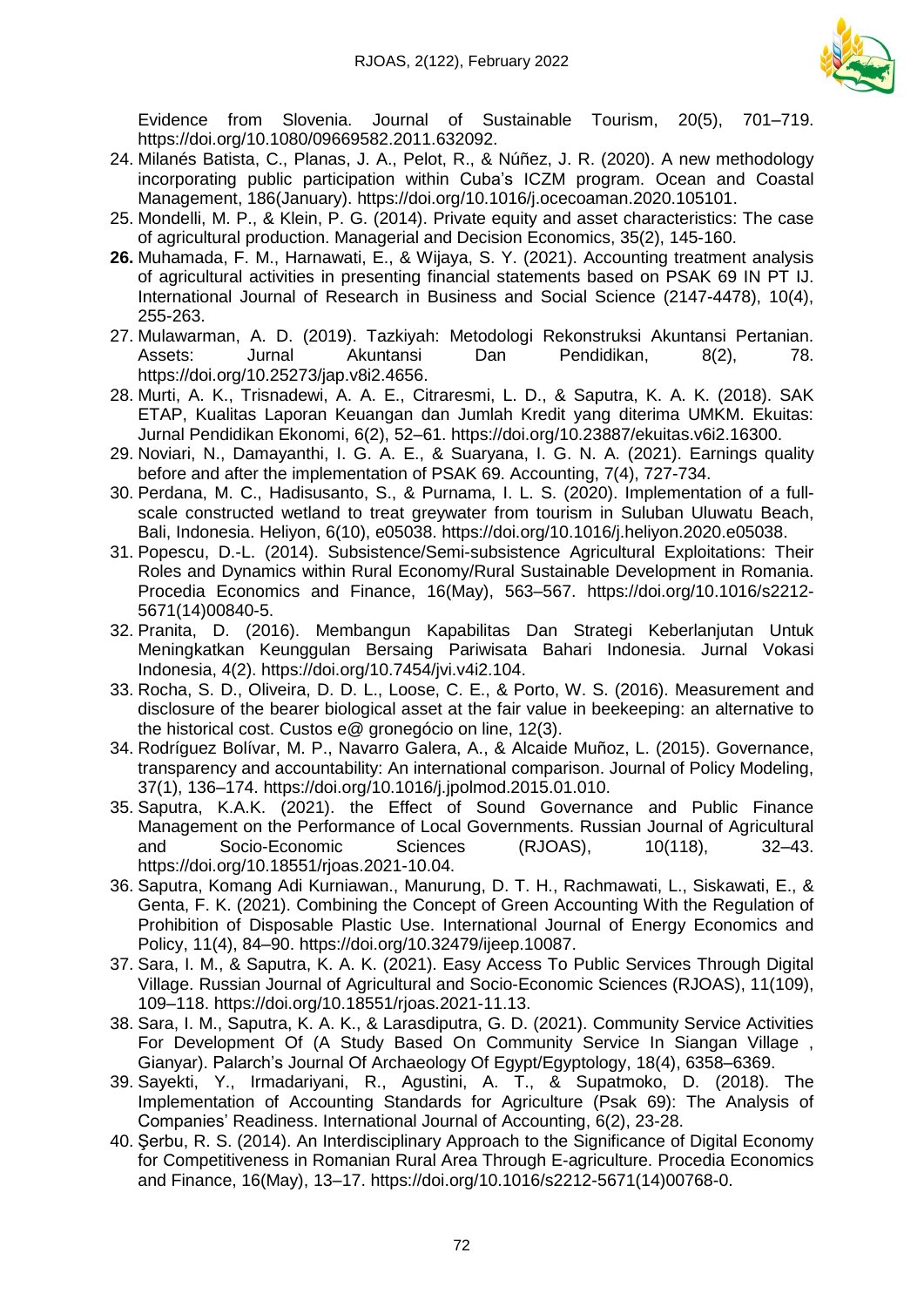Evidence from Slovenia. Journal of Sustainable Tourism, 20(5), 701–719. https://doi.org/10.1080/09669582.2011.632092.

24. Milanés Batista, C., Planas, J. A., Pelot, R., & Núñez, J. R. (2020). A new methodology incorporating public participation within Cuba's ICZM program. Ocean and Coastal Management, 186(January). https://doi.org/10.1016/j.ocecoaman.2020.105101.
25. Mondelli, M. P., & Klein, P. G. (2014). Private equity and asset characteristics: The case of agricultural production. Managerial and Decision Economics, 35(2), 145-160.
26. Muhamada, F. M., Harnawati, E., & Wijaya, S. Y. (2021). Accounting treatment analysis of agricultural activities in presenting financial statements based on PSAK 69 IN PT IJ. International Journal of Research in Business and Social Science (2147-4478), 10(4), 255-263.
27. Mulawarman, A. D. (2019). Tazkiyah: Metodologi Rekonstruksi Akuntansi Pertanian. Assets: Jurnal Akuntansi Dan Pendidikan, 8(2), 78. https://doi.org/10.25273/jap.v8i2.4656.
28. Murti, A. K., Trisnadewi, A. A. E., Citraresmi, L. D., & Saputra, K. A. K. (2018). SAK ETAP, Kualitas Laporan Keuangan dan Jumlah Kredit yang diterima UMKM. Ekuitas: Jurnal Pendidikan Ekonomi, 6(2), 52–61. https://doi.org/10.23887/ekuitas.v6i2.16300.
29. Noviari, N., Damayanthi, I. G. A. E., & Suaryana, I. G. N. A. (2021). Earnings quality before and after the implementation of PSAK 69. Accounting, 7(4), 727-734.
30. Perdana, M. C., Hadisusanto, S., & Purnama, I. L. S. (2020). Implementation of a full-scale constructed wetland to treat greywater from tourism in Suluban Uluwatu Beach, Bali, Indonesia. Heliyon, 6(10), e05038. https://doi.org/10.1016/j.heliyon.2020.e05038.
31. Popescu, D.-L. (2014). Subsistence/Semi-subsistence Agricultural Exploitations: Their Roles and Dynamics within Rural Economy/Rural Sustainable Development in Romania. Procedia Economics and Finance, 16(May), 563–567. https://doi.org/10.1016/s2212-5671(14)00840-5.
32. Pranita, D. (2016). Membangun Kapabilitas Dan Strategi Keberlanjutan Untuk Meningkatkan Keunggulan Bersaing Pariwisata Bahari Indonesia. Jurnal Vokasi Indonesia, 4(2). https://doi.org/10.7454/jvi.v4i2.104.
33. Rocha, S. D., Oliveira, D. D. L., Loose, C. E., & Porto, W. S. (2016). Measurement and disclosure of the bearer biological asset at the fair value in beekeeping: an alternative to the historical cost. Custos e@ gronegócio on line, 12(3).
34. Rodríguez Bolívar, M. P., Navarro Galera, A., & Alcaide Muñoz, L. (2015). Governance, transparency and accountability: An international comparison. Journal of Policy Modeling, 37(1), 136–174. https://doi.org/10.1016/j.jpolmod.2015.01.010.
35. Saputra, K.A.K. (2021). the Effect of Sound Governance and Public Finance Management on the Performance of Local Governments. Russian Journal of Agricultural and Socio-Economic Sciences (RJOAS), 10(118), 32–43. https://doi.org/10.18551/rjoas.2021-10.04.
36. Saputra, Komang Adi Kurniawan., Manurung, D. T. H., Rachmawati, L., Siskawati, E., & Genta, F. K. (2021). Combining the Concept of Green Accounting With the Regulation of Prohibition of Disposable Plastic Use. International Journal of Energy Economics and Policy, 11(4), 84–90. https://doi.org/10.32479/ijeep.10087.
37. Sara, I. M., & Saputra, K. A. K. (2021). Easy Access To Public Services Through Digital Village. Russian Journal of Agricultural and Socio-Economic Sciences (RJOAS), 11(109), 109–118. https://doi.org/10.18551/rjoas.2021-11.13.
38. Sara, I. M., Saputra, K. A. K., & Larasdiputra, G. D. (2021). Community Service Activities For Development Of (A Study Based On Community Service In Siangan Village , Gianyar). Palarch's Journal Of Archaeology Of Egypt/Egyptology, 18(4), 6358–6369.
39. Sayekti, Y., Irmadariyani, R., Agustini, A. T., & Supatmoko, D. (2018). The Implementation of Accounting Standards for Agriculture (Psak 69): The Analysis of Companies' Readiness. International Journal of Accounting, 6(2), 23-28.
40. Şerbu, R. S. (2014). An Interdisciplinary Approach to the Significance of Digital Economy for Competitiveness in Romanian Rural Area Through E-agriculture. Procedia Economics and Finance, 16(May), 13–17. https://doi.org/10.1016/s2212-5671(14)00768-0.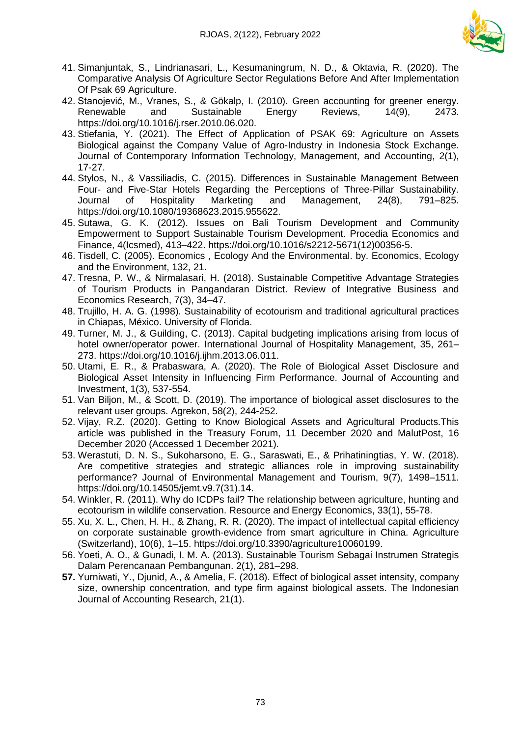41. Simanjuntak, S., Lindrianasari, L., Kesumaningrum, N. D., & Oktavia, R. (2020). The Comparative Analysis Of Agriculture Sector Regulations Before And After Implementation Of Psak 69 Agriculture.
42. Stanojević, M., Vranes, S., & Gökalp, I. (2010). Green accounting for greener energy. Renewable and Sustainable Energy Reviews, 14(9), 2473. https://doi.org/10.1016/j.rser.2010.06.020.
43. Stiefania, Y. (2021). The Effect of Application of PSAK 69: Agriculture on Assets Biological against the Company Value of Agro-Industry in Indonesia Stock Exchange. Journal of Contemporary Information Technology, Management, and Accounting, 2(1), 17-27.
44. Stylos, N., & Vassiliadis, C. (2015). Differences in Sustainable Management Between Four- and Five-Star Hotels Regarding the Perceptions of Three-Pillar Sustainability. Journal of Hospitality Marketing and Management, 24(8), 791–825. https://doi.org/10.1080/19368623.2015.955622.
45. Sutawa, G. K. (2012). Issues on Bali Tourism Development and Community Empowerment to Support Sustainable Tourism Development. Procedia Economics and Finance, 4(Icsmed), 413–422. https://doi.org/10.1016/s2212-5671(12)00356-5.
46. Tisdell, C. (2005). Economics , Ecology And the Environmental. by. Economics, Ecology and the Environment, 132, 21.
47. Tresna, P. W., & Nirmalasari, H. (2018). Sustainable Competitive Advantage Strategies of Tourism Products in Pangandaran District. Review of Integrative Business and Economics Research, 7(3), 34–47.
48. Trujillo, H. A. G. (1998). Sustainability of ecotourism and traditional agricultural practices in Chiapas, México. University of Florida.
49. Turner, M. J., & Guilding, C. (2013). Capital budgeting implications arising from locus of hotel owner/operator power. International Journal of Hospitality Management, 35, 261–273. https://doi.org/10.1016/j.ijhm.2013.06.011.
50. Utami, E. R., & Prabaswara, A. (2020). The Role of Biological Asset Disclosure and Biological Asset Intensity in Influencing Firm Performance. Journal of Accounting and Investment, 1(3), 537-554.
51. Van Biljon, M., & Scott, D. (2019). The importance of biological asset disclosures to the relevant user groups. Agrekon, 58(2), 244-252.
52. Vijay, R.Z. (2020). Getting to Know Biological Assets and Agricultural Products.This article was published in the Treasury Forum, 11 December 2020 and MalutPost, 16 December 2020 (Accessed 1 December 2021).
53. Werastuti, D. N. S., Sukoharsono, E. G., Saraswati, E., & Prihatiningtias, Y. W. (2018). Are competitive strategies and strategic alliances role in improving sustainability performance? Journal of Environmental Management and Tourism, 9(7), 1498–1511. https://doi.org/10.14505/jemt.v9.7(31).14.
54. Winkler, R. (2011). Why do ICDPs fail? The relationship between agriculture, hunting and ecotourism in wildlife conservation. Resource and Energy Economics, 33(1), 55-78.
55. Xu, X. L., Chen, H. H., & Zhang, R. R. (2020). The impact of intellectual capital efficiency on corporate sustainable growth-evidence from smart agriculture in China. Agriculture (Switzerland), 10(6), 1–15. https://doi.org/10.3390/agriculture10060199.
56. Yoeti, A. O., & Gunadi, I. M. A. (2013). Sustainable Tourism Sebagai Instrumen Strategis Dalam Perencanaan Pembangunan. 2(1), 281–298.
57. Yurniwati, Y., Djunid, A., & Amelia, F. (2018). Effect of biological asset intensity, company size, ownership concentration, and type firm against biological assets. The Indonesian Journal of Accounting Research, 21(1).